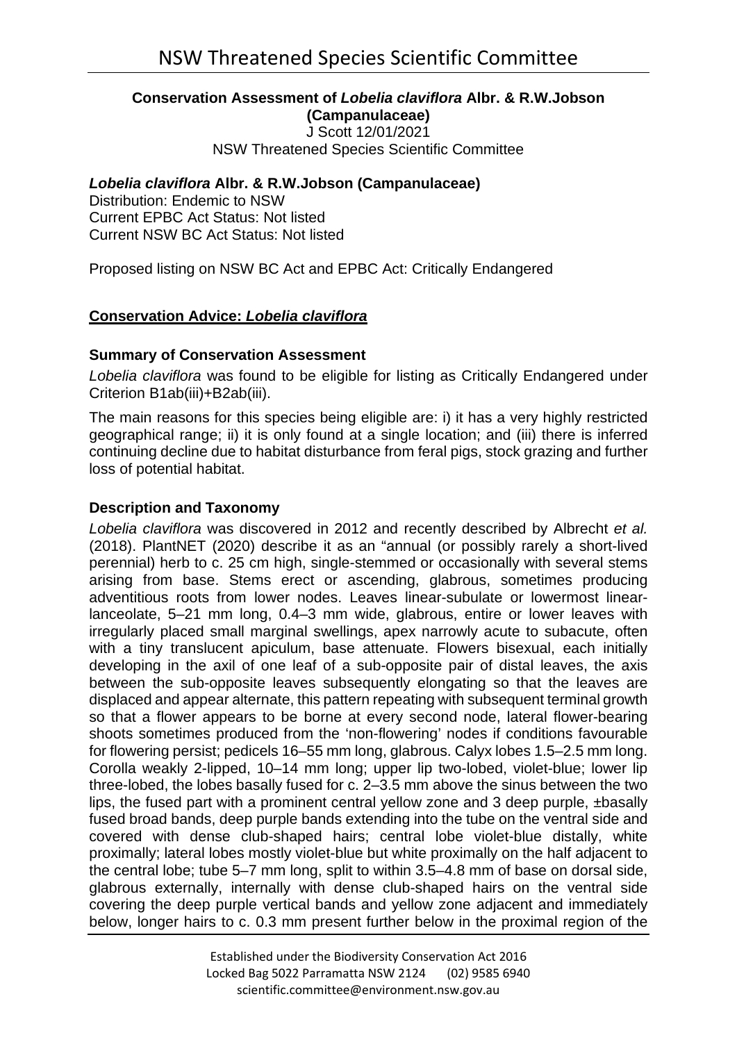# NSW Threatened Species Scientific Committee

**Conservation Assessment of *Lobelia claviflora* Albr. & R.W.Jobson (Campanulaceae)**
J Scott 12/01/2021
NSW Threatened Species Scientific Committee

***Lobelia claviflora* Albr. & R.W.Jobson (Campanulaceae)**
Distribution: Endemic to NSW
Current EPBC Act Status: Not listed
Current NSW BC Act Status: Not listed

Proposed listing on NSW BC Act and EPBC Act: Critically Endangered

## Conservation Advice: *Lobelia claviflora*

### Summary of Conservation Assessment

*Lobelia claviflora* was found to be eligible for listing as Critically Endangered under Criterion B1ab(iii)+B2ab(iii).

The main reasons for this species being eligible are: i) it has a very highly restricted geographical range; ii) it is only found at a single location; and (iii) there is inferred continuing decline due to habitat disturbance from feral pigs, stock grazing and further loss of potential habitat.

### Description and Taxonomy

*Lobelia claviflora* was discovered in 2012 and recently described by Albrecht *et al.* (2018). PlantNET (2020) describe it as an "annual (or possibly rarely a short-lived perennial) herb to c. 25 cm high, single-stemmed or occasionally with several stems arising from base. Stems erect or ascending, glabrous, sometimes producing adventitious roots from lower nodes. Leaves linear-subulate or lowermost linear-lanceolate, 5–21 mm long, 0.4–3 mm wide, glabrous, entire or lower leaves with irregularly placed small marginal swellings, apex narrowly acute to subacute, often with a tiny translucent apiculum, base attenuate. Flowers bisexual, each initially developing in the axil of one leaf of a sub-opposite pair of distal leaves, the axis between the sub-opposite leaves subsequently elongating so that the leaves are displaced and appear alternate, this pattern repeating with subsequent terminal growth so that a flower appears to be borne at every second node, lateral flower-bearing shoots sometimes produced from the 'non-flowering' nodes if conditions favourable for flowering persist; pedicels 16–55 mm long, glabrous. Calyx lobes 1.5–2.5 mm long. Corolla weakly 2-lipped, 10–14 mm long; upper lip two-lobed, violet-blue; lower lip three-lobed, the lobes basally fused for c. 2–3.5 mm above the sinus between the two lips, the fused part with a prominent central yellow zone and 3 deep purple, ±basally fused broad bands, deep purple bands extending into the tube on the ventral side and covered with dense club-shaped hairs; central lobe violet-blue distally, white proximally; lateral lobes mostly violet-blue but white proximally on the half adjacent to the central lobe; tube 5–7 mm long, split to within 3.5–4.8 mm of base on dorsal side, glabrous externally, internally with dense club-shaped hairs on the ventral side covering the deep purple vertical bands and yellow zone adjacent and immediately below, longer hairs to c. 0.3 mm present further below in the proximal region of the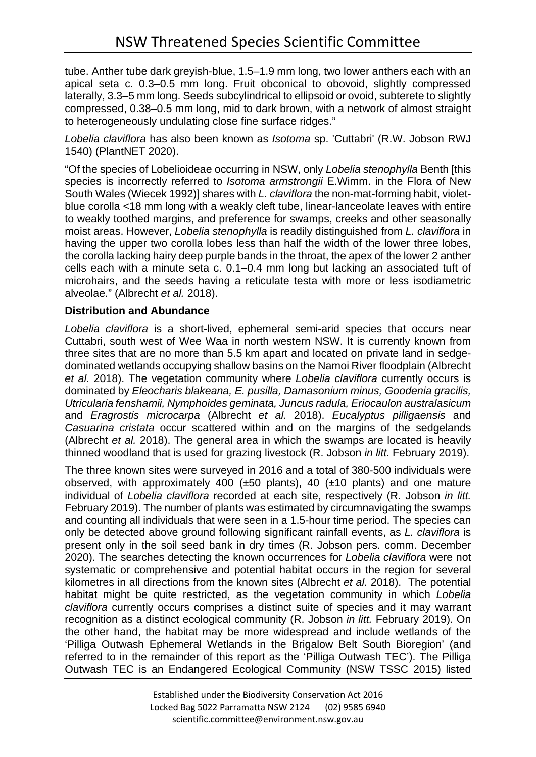tube. Anther tube dark greyish-blue, 1.5–1.9 mm long, two lower anthers each with an apical seta c. 0.3–0.5 mm long. Fruit obconical to obovoid, slightly compressed laterally, 3.3–5 mm long. Seeds subcylindrical to ellipsoid or ovoid, subterete to slightly compressed, 0.38–0.5 mm long, mid to dark brown, with a network of almost straight to heterogeneously undulating close fine surface ridges."

*Lobelia claviflora* has also been known as *Isotoma* sp. 'Cuttabri' (R.W. Jobson RWJ 1540) (PlantNET 2020).

"Of the species of Lobelioideae occurring in NSW, only *Lobelia stenophylla* Benth [this species is incorrectly referred to *Isotoma armstrongii* E.Wimm. in the Flora of New South Wales (Wiecek 1992)] shares with *L. claviflora* the non-mat-forming habit, violet-blue corolla <18 mm long with a weakly cleft tube, linear-lanceolate leaves with entire to weakly toothed margins, and preference for swamps, creeks and other seasonally moist areas. However, *Lobelia stenophylla* is readily distinguished from *L. claviflora* in having the upper two corolla lobes less than half the width of the lower three lobes, the corolla lacking hairy deep purple bands in the throat, the apex of the lower 2 anther cells each with a minute seta c. 0.1–0.4 mm long but lacking an associated tuft of microhairs, and the seeds having a reticulate testa with more or less isodiametric alveolae." (Albrecht *et al.* 2018).

**Distribution and Abundance**

*Lobelia claviflora* is a short-lived, ephemeral semi-arid species that occurs near Cuttabri, south west of Wee Waa in north western NSW. It is currently known from three sites that are no more than 5.5 km apart and located on private land in sedge-dominated wetlands occupying shallow basins on the Namoi River floodplain (Albrecht *et al.* 2018). The vegetation community where *Lobelia claviflora* currently occurs is dominated by *Eleocharis blakeana, E. pusilla, Damasonium minus, Goodenia gracilis, Utricularia fenshamii, Nymphoides geminata, Juncus radula, Eriocaulon australasicum* and *Eragrostis microcarpa* (Albrecht *et al.* 2018). *Eucalyptus pilligaensis* and *Casuarina cristata* occur scattered within and on the margins of the sedgelands (Albrecht *et al.* 2018). The general area in which the swamps are located is heavily thinned woodland that is used for grazing livestock (R. Jobson *in litt.* February 2019).

The three known sites were surveyed in 2016 and a total of 380-500 individuals were observed, with approximately 400 (±50 plants), 40 (±10 plants) and one mature individual of *Lobelia claviflora* recorded at each site, respectively (R. Jobson *in litt.* February 2019). The number of plants was estimated by circumnavigating the swamps and counting all individuals that were seen in a 1.5-hour time period. The species can only be detected above ground following significant rainfall events, as *L. claviflora* is present only in the soil seed bank in dry times (R. Jobson pers. comm. December 2020). The searches detecting the known occurrences for *Lobelia claviflora* were not systematic or comprehensive and potential habitat occurs in the region for several kilometres in all directions from the known sites (Albrecht *et al.* 2018). The potential habitat might be quite restricted, as the vegetation community in which *Lobelia claviflora* currently occurs comprises a distinct suite of species and it may warrant recognition as a distinct ecological community (R. Jobson *in litt.* February 2019). On the other hand, the habitat may be more widespread and include wetlands of the 'Pilliga Outwash Ephemeral Wetlands in the Brigalow Belt South Bioregion' (and referred to in the remainder of this report as the 'Pilliga Outwash TEC'). The Pilliga Outwash TEC is an Endangered Ecological Community (NSW TSSC 2015) listed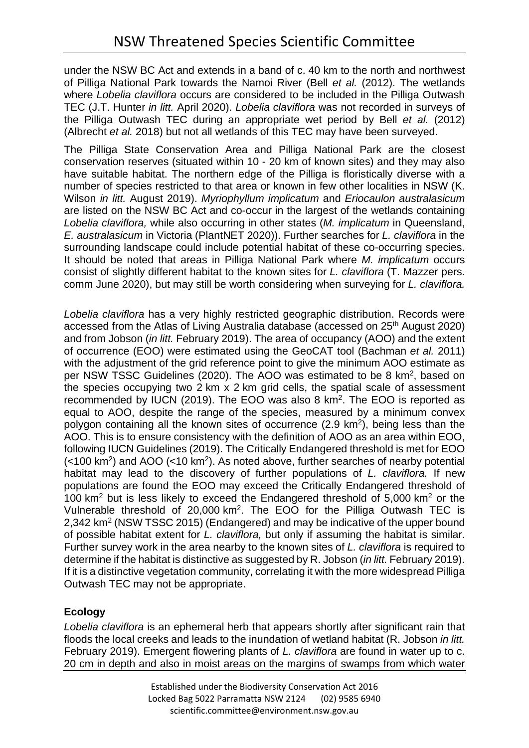under the NSW BC Act and extends in a band of c. 40 km to the north and northwest of Pilliga National Park towards the Namoi River (Bell *et al.* (2012). The wetlands where *Lobelia claviflora* occurs are considered to be included in the Pilliga Outwash TEC (J.T. Hunter *in litt.* April 2020). *Lobelia claviflora* was not recorded in surveys of the Pilliga Outwash TEC during an appropriate wet period by Bell *et al.* (2012) (Albrecht *et al.* 2018) but not all wetlands of this TEC may have been surveyed.

The Pilliga State Conservation Area and Pilliga National Park are the closest conservation reserves (situated within 10 - 20 km of known sites) and they may also have suitable habitat. The northern edge of the Pilliga is floristically diverse with a number of species restricted to that area or known in few other localities in NSW (K. Wilson *in litt.* August 2019). *Myriophyllum implicatum* and *Eriocaulon australasicum* are listed on the NSW BC Act and co-occur in the largest of the wetlands containing *Lobelia claviflora,* while also occurring in other states (*M. implicatum* in Queensland, *E. australasicum* in Victoria (PlantNET 2020)). Further searches for *L. claviflora* in the surrounding landscape could include potential habitat of these co-occurring species. It should be noted that areas in Pilliga National Park where *M. implicatum* occurs consist of slightly different habitat to the known sites for *L. claviflora* (T. Mazzer pers. comm June 2020), but may still be worth considering when surveying for *L. claviflora.*

*Lobelia claviflora* has a very highly restricted geographic distribution. Records were accessed from the Atlas of Living Australia database (accessed on 25th August 2020) and from Jobson (*in litt.* February 2019). The area of occupancy (AOO) and the extent of occurrence (EOO) were estimated using the GeoCAT tool (Bachman *et al.* 2011) with the adjustment of the grid reference point to give the minimum AOO estimate as per NSW TSSC Guidelines (2020). The AOO was estimated to be 8 km$^2$, based on the species occupying two 2 km x 2 km grid cells, the spatial scale of assessment recommended by IUCN (2019). The EOO was also 8 km$^2$. The EOO is reported as equal to AOO, despite the range of the species, measured by a minimum convex polygon containing all the known sites of occurrence (2.9 km$^2$), being less than the AOO. This is to ensure consistency with the definition of AOO as an area within EOO, following IUCN Guidelines (2019). The Critically Endangered threshold is met for EOO (<100 km$^2$) and AOO (<10 km$^2$). As noted above, further searches of nearby potential habitat may lead to the discovery of further populations of *L. claviflora.* If new populations are found the EOO may exceed the Critically Endangered threshold of 100 km$^2$ but is less likely to exceed the Endangered threshold of 5,000 km$^2$ or the Vulnerable threshold of 20,000 km$^2$. The EOO for the Pilliga Outwash TEC is 2,342 km$^2$ (NSW TSSC 2015) (Endangered) and may be indicative of the upper bound of possible habitat extent for *L. claviflora,* but only if assuming the habitat is similar. Further survey work in the area nearby to the known sites of *L. claviflora* is required to determine if the habitat is distinctive as suggested by R. Jobson (*in litt.* February 2019). If it is a distinctive vegetation community, correlating it with the more widespread Pilliga Outwash TEC may not be appropriate.

**Ecology**

*Lobelia claviflora* is an ephemeral herb that appears shortly after significant rain that floods the local creeks and leads to the inundation of wetland habitat (R. Jobson *in litt.* February 2019). Emergent flowering plants of *L. claviflora* are found in water up to c. 20 cm in depth and also in moist areas on the margins of swamps from which water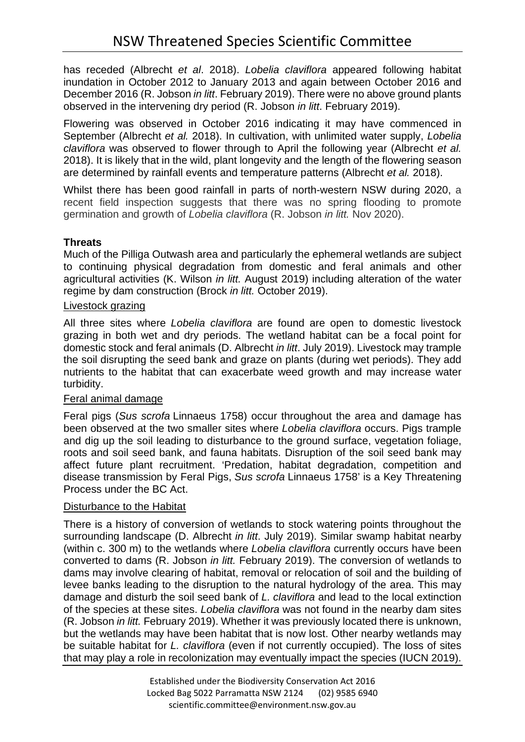has receded (Albrecht *et al*. 2018). *Lobelia claviflora* appeared following habitat inundation in October 2012 to January 2013 and again between October 2016 and December 2016 (R. Jobson *in litt*. February 2019). There were no above ground plants observed in the intervening dry period (R. Jobson *in litt*. February 2019).

Flowering was observed in October 2016 indicating it may have commenced in September (Albrecht *et al.* 2018). In cultivation, with unlimited water supply, *Lobelia claviflora* was observed to flower through to April the following year (Albrecht *et al.* 2018). It is likely that in the wild, plant longevity and the length of the flowering season are determined by rainfall events and temperature patterns (Albrecht *et al.* 2018).

Whilst there has been good rainfall in parts of north-western NSW during 2020, a recent field inspection suggests that there was no spring flooding to promote germination and growth of *Lobelia claviflora* (R. Jobson *in litt.* Nov 2020).

**Threats**

Much of the Pilliga Outwash area and particularly the ephemeral wetlands are subject to continuing physical degradation from domestic and feral animals and other agricultural activities (K. Wilson *in litt.* August 2019) including alteration of the water regime by dam construction (Brock *in litt.* October 2019).

Livestock grazing

All three sites where *Lobelia claviflora* are found are open to domestic livestock grazing in both wet and dry periods. The wetland habitat can be a focal point for domestic stock and feral animals (D. Albrecht *in litt*. July 2019). Livestock may trample the soil disrupting the seed bank and graze on plants (during wet periods). They add nutrients to the habitat that can exacerbate weed growth and may increase water turbidity.

Feral animal damage

Feral pigs (*Sus scrofa* Linnaeus 1758) occur throughout the area and damage has been observed at the two smaller sites where *Lobelia claviflora* occurs. Pigs trample and dig up the soil leading to disturbance to the ground surface, vegetation foliage, roots and soil seed bank, and fauna habitats. Disruption of the soil seed bank may affect future plant recruitment. 'Predation, habitat degradation, competition and disease transmission by Feral Pigs, *Sus scrofa* Linnaeus 1758' is a Key Threatening Process under the BC Act.

Disturbance to the Habitat

There is a history of conversion of wetlands to stock watering points throughout the surrounding landscape (D. Albrecht *in litt*. July 2019). Similar swamp habitat nearby (within c. 300 m) to the wetlands where *Lobelia claviflora* currently occurs have been converted to dams (R. Jobson *in litt.* February 2019). The conversion of wetlands to dams may involve clearing of habitat, removal or relocation of soil and the building of levee banks leading to the disruption to the natural hydrology of the area. This may damage and disturb the soil seed bank of *L. claviflora* and lead to the local extinction of the species at these sites. *Lobelia claviflora* was not found in the nearby dam sites (R. Jobson *in litt.* February 2019). Whether it was previously located there is unknown, but the wetlands may have been habitat that is now lost. Other nearby wetlands may be suitable habitat for *L. claviflora* (even if not currently occupied). The loss of sites that may play a role in recolonization may eventually impact the species (IUCN 2019).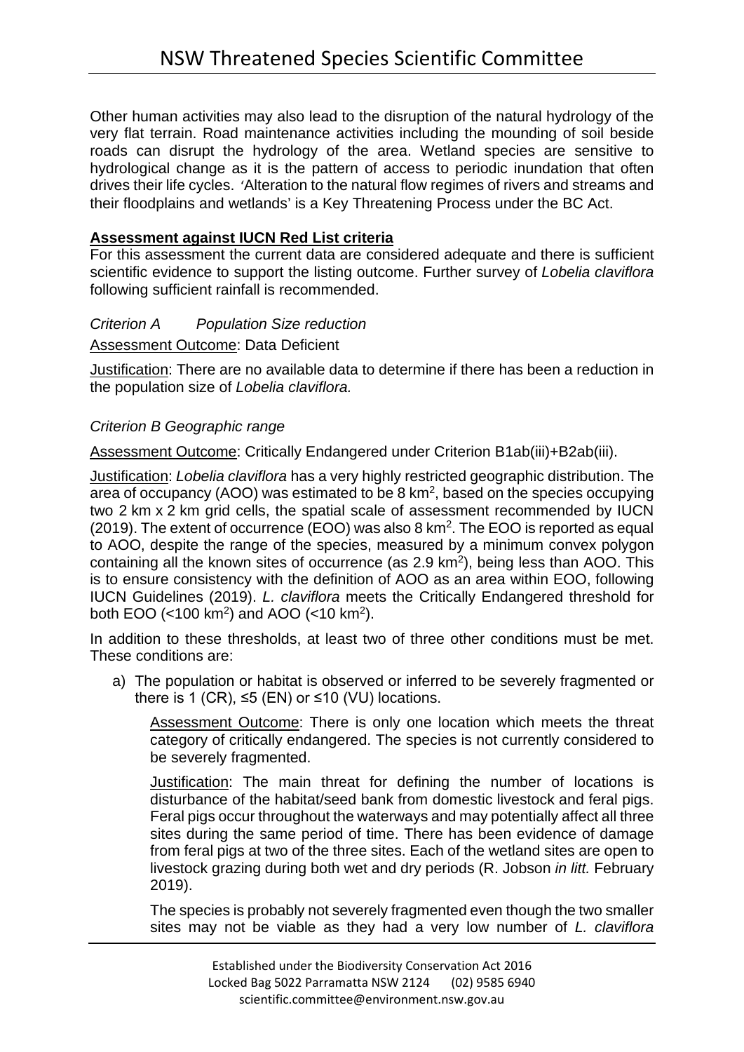Other human activities may also lead to the disruption of the natural hydrology of the very flat terrain. Road maintenance activities including the mounding of soil beside roads can disrupt the hydrology of the area. Wetland species are sensitive to hydrological change as it is the pattern of access to periodic inundation that often drives their life cycles. 'Alteration to the natural flow regimes of rivers and streams and their floodplains and wetlands' is a Key Threatening Process under the BC Act.

**Assessment against IUCN Red List criteria**

For this assessment the current data are considered adequate and there is sufficient scientific evidence to support the listing outcome. Further survey of *Lobelia claviflora* following sufficient rainfall is recommended.

*Criterion A Population Size reduction*

Assessment Outcome: Data Deficient

Justification: There are no available data to determine if there has been a reduction in the population size of *Lobelia claviflora.*

*Criterion B Geographic range*

Assessment Outcome: Critically Endangered under Criterion B1ab(iii)+B2ab(iii).

Justification: *Lobelia claviflora* has a very highly restricted geographic distribution. The area of occupancy (AOO) was estimated to be 8 km$^2$, based on the species occupying two 2 km x 2 km grid cells, the spatial scale of assessment recommended by IUCN (2019). The extent of occurrence (EOO) was also 8 km$^2$. The EOO is reported as equal to AOO, despite the range of the species, measured by a minimum convex polygon containing all the known sites of occurrence (as 2.9 km$^2$), being less than AOO. This is to ensure consistency with the definition of AOO as an area within EOO, following IUCN Guidelines (2019). *L. claviflora* meets the Critically Endangered threshold for both EOO (<100 km$^2$) and AOO (<10 km$^2$).

In addition to these thresholds, at least two of three other conditions must be met. These conditions are:

a) The population or habitat is observed or inferred to be severely fragmented or there is 1 (CR), ≤5 (EN) or ≤10 (VU) locations.

   Assessment Outcome: There is only one location which meets the threat category of critically endangered. The species is not currently considered to be severely fragmented.

   Justification: The main threat for defining the number of locations is disturbance of the habitat/seed bank from domestic livestock and feral pigs. Feral pigs occur throughout the waterways and may potentially affect all three sites during the same period of time. There has been evidence of damage from feral pigs at two of the three sites. Each of the wetland sites are open to livestock grazing during both wet and dry periods (R. Jobson *in litt.* February 2019).

   The species is probably not severely fragmented even though the two smaller sites may not be viable as they had a very low number of *L. claviflora*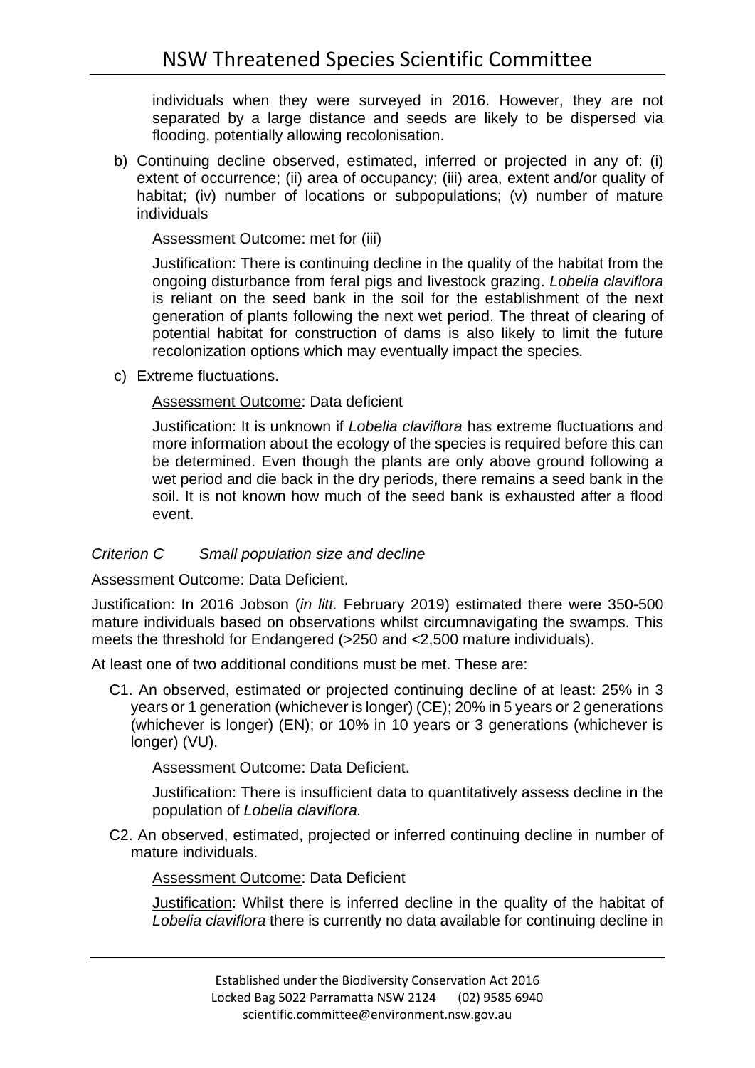individuals when they were surveyed in 2016. However, they are not separated by a large distance and seeds are likely to be dispersed via flooding, potentially allowing recolonisation.

b) Continuing decline observed, estimated, inferred or projected in any of: (i) extent of occurrence; (ii) area of occupancy; (iii) area, extent and/or quality of habitat; (iv) number of locations or subpopulations; (v) number of mature individuals

   Assessment Outcome: met for (iii)

   Justification: There is continuing decline in the quality of the habitat from the ongoing disturbance from feral pigs and livestock grazing. *Lobelia claviflora* is reliant on the seed bank in the soil for the establishment of the next generation of plants following the next wet period. The threat of clearing of potential habitat for construction of dams is also likely to limit the future recolonization options which may eventually impact the species.

c) Extreme fluctuations.

   Assessment Outcome: Data deficient

   Justification: It is unknown if *Lobelia claviflora* has extreme fluctuations and more information about the ecology of the species is required before this can be determined. Even though the plants are only above ground following a wet period and die back in the dry periods, there remains a seed bank in the soil. It is not known how much of the seed bank is exhausted after a flood event.

*Criterion C Small population size and decline*

Assessment Outcome: Data Deficient.

Justification: In 2016 Jobson (*in litt.* February 2019) estimated there were 350-500 mature individuals based on observations whilst circumnavigating the swamps. This meets the threshold for Endangered (>250 and <2,500 mature individuals).

At least one of two additional conditions must be met. These are:

C1. An observed, estimated or projected continuing decline of at least: 25% in 3 years or 1 generation (whichever is longer) (CE); 20% in 5 years or 2 generations (whichever is longer) (EN); or 10% in 10 years or 3 generations (whichever is longer) (VU).

   Assessment Outcome: Data Deficient.

   Justification: There is insufficient data to quantitatively assess decline in the population of *Lobelia claviflora.*

C2. An observed, estimated, projected or inferred continuing decline in number of mature individuals.

   Assessment Outcome: Data Deficient

   Justification: Whilst there is inferred decline in the quality of the habitat of *Lobelia claviflora* there is currently no data available for continuing decline in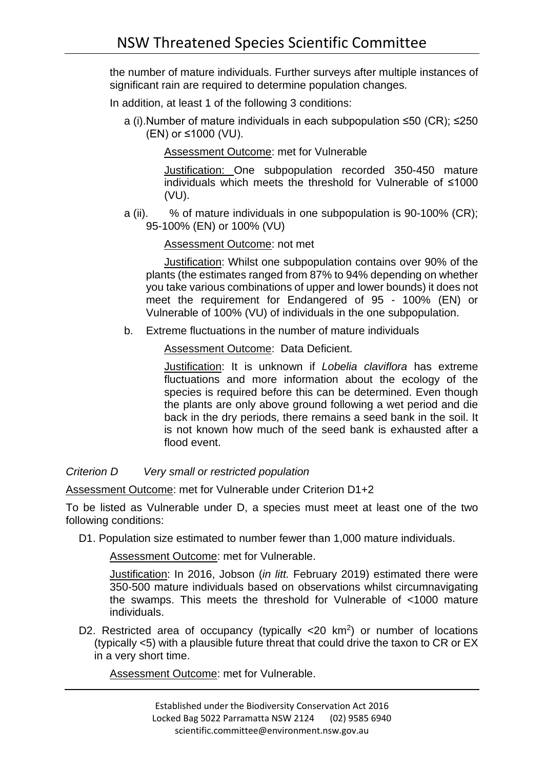the number of mature individuals. Further surveys after multiple instances of significant rain are required to determine population changes.

In addition, at least 1 of the following 3 conditions:

a (i). Number of mature individuals in each subpopulation ≤50 (CR); ≤250 (EN) or ≤1000 (VU).

Assessment Outcome: met for Vulnerable

Justification: One subpopulation recorded 350-450 mature individuals which meets the threshold for Vulnerable of ≤1000 (VU).

a (ii). % of mature individuals in one subpopulation is 90-100% (CR); 95-100% (EN) or 100% (VU)

Assessment Outcome: not met

Justification: Whilst one subpopulation contains over 90% of the plants (the estimates ranged from 87% to 94% depending on whether you take various combinations of upper and lower bounds) it does not meet the requirement for Endangered of 95 - 100% (EN) or Vulnerable of 100% (VU) of individuals in the one subpopulation.

b. Extreme fluctuations in the number of mature individuals

Assessment Outcome: Data Deficient.

Justification: It is unknown if *Lobelia claviflora* has extreme fluctuations and more information about the ecology of the species is required before this can be determined. Even though the plants are only above ground following a wet period and die back in the dry periods, there remains a seed bank in the soil. It is not known how much of the seed bank is exhausted after a flood event.

*Criterion D Very small or restricted population*

Assessment Outcome: met for Vulnerable under Criterion D1+2

To be listed as Vulnerable under D, a species must meet at least one of the two following conditions:

D1. Population size estimated to number fewer than 1,000 mature individuals.

Assessment Outcome: met for Vulnerable.

Justification: In 2016, Jobson (*in litt.* February 2019) estimated there were 350-500 mature individuals based on observations whilst circumnavigating the swamps. This meets the threshold for Vulnerable of <1000 mature individuals.

D2. Restricted area of occupancy (typically <20 km$^2$) or number of locations (typically <5) with a plausible future threat that could drive the taxon to CR or EX in a very short time.

Assessment Outcome: met for Vulnerable.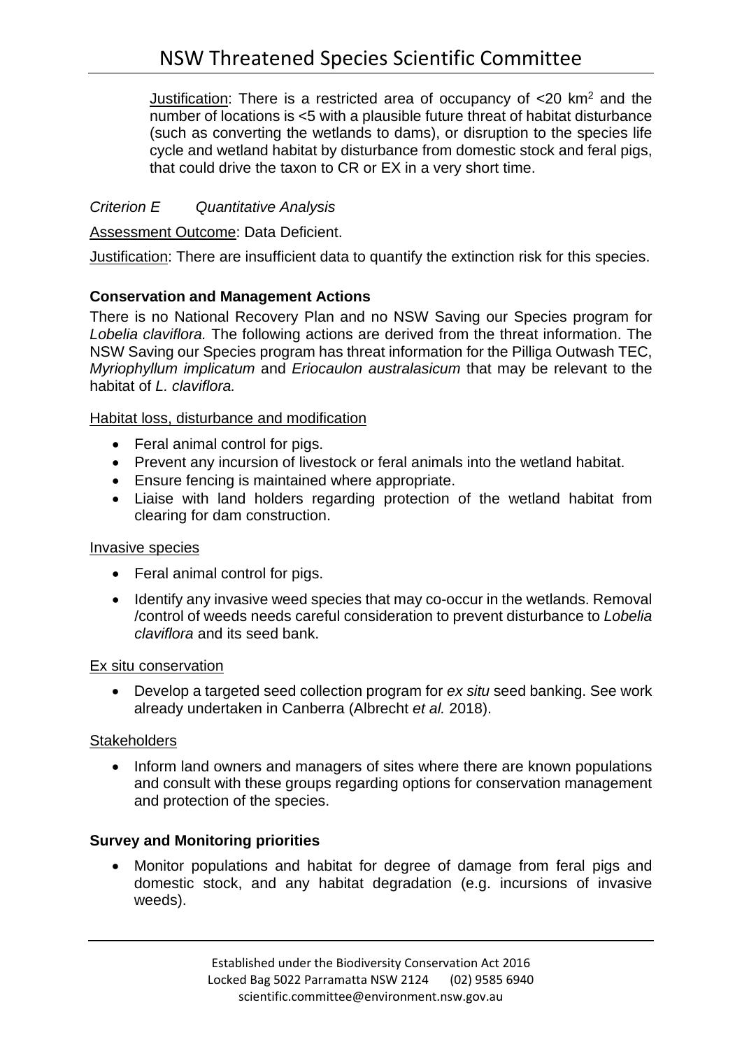Justification: There is a restricted area of occupancy of <20 km$^2$ and the number of locations is <5 with a plausible future threat of habitat disturbance (such as converting the wetlands to dams), or disruption to the species life cycle and wetland habitat by disturbance from domestic stock and feral pigs, that could drive the taxon to CR or EX in a very short time.

*Criterion E Quantitative Analysis*

Assessment Outcome: Data Deficient.

Justification: There are insufficient data to quantify the extinction risk for this species.

**Conservation and Management Actions**

There is no National Recovery Plan and no NSW Saving our Species program for *Lobelia claviflora.* The following actions are derived from the threat information. The NSW Saving our Species program has threat information for the Pilliga Outwash TEC, *Myriophyllum implicatum* and *Eriocaulon australasicum* that may be relevant to the habitat of *L. claviflora.*

Habitat loss, disturbance and modification

- Feral animal control for pigs.
- Prevent any incursion of livestock or feral animals into the wetland habitat.
- Ensure fencing is maintained where appropriate.
- Liaise with land holders regarding protection of the wetland habitat from clearing for dam construction.

Invasive species

- Feral animal control for pigs.
- Identify any invasive weed species that may co-occur in the wetlands. Removal /control of weeds needs careful consideration to prevent disturbance to *Lobelia claviflora* and its seed bank.

Ex situ conservation

- Develop a targeted seed collection program for *ex situ* seed banking. See work already undertaken in Canberra (Albrecht *et al.* 2018).

Stakeholders

- Inform land owners and managers of sites where there are known populations and consult with these groups regarding options for conservation management and protection of the species.

**Survey and Monitoring priorities**

- Monitor populations and habitat for degree of damage from feral pigs and domestic stock, and any habitat degradation (e.g. incursions of invasive weeds).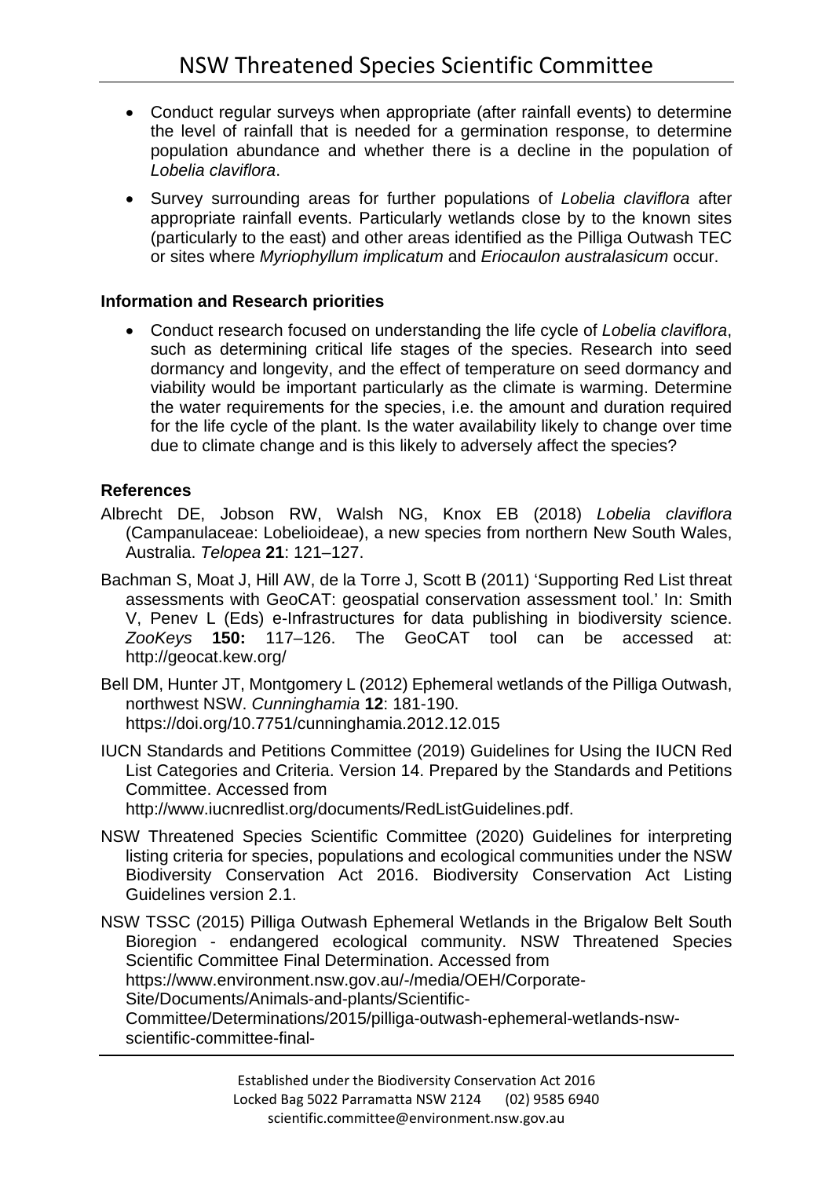- Conduct regular surveys when appropriate (after rainfall events) to determine the level of rainfall that is needed for a germination response, to determine population abundance and whether there is a decline in the population of *Lobelia claviflora*.
- Survey surrounding areas for further populations of *Lobelia claviflora* after appropriate rainfall events. Particularly wetlands close by to the known sites (particularly to the east) and other areas identified as the Pilliga Outwash TEC or sites where *Myriophyllum implicatum* and *Eriocaulon australasicum* occur.

**Information and Research priorities**

- Conduct research focused on understanding the life cycle of *Lobelia claviflora*, such as determining critical life stages of the species. Research into seed dormancy and longevity, and the effect of temperature on seed dormancy and viability would be important particularly as the climate is warming. Determine the water requirements for the species, i.e. the amount and duration required for the life cycle of the plant. Is the water availability likely to change over time due to climate change and is this likely to adversely affect the species?

**References**

Albrecht DE, Jobson RW, Walsh NG, Knox EB (2018) *Lobelia claviflora* (Campanulaceae: Lobelioideae), a new species from northern New South Wales, Australia. *Telopea* **21**: 121–127.

Bachman S, Moat J, Hill AW, de la Torre J, Scott B (2011) 'Supporting Red List threat assessments with GeoCAT: geospatial conservation assessment tool.' In: Smith V, Penev L (Eds) e-Infrastructures for data publishing in biodiversity science. *ZooKeys* **150:** 117–126. The GeoCAT tool can be accessed at: http://geocat.kew.org/

Bell DM, Hunter JT, Montgomery L (2012) Ephemeral wetlands of the Pilliga Outwash, northwest NSW. *Cunninghamia* **12**: 181-190. https://doi.org/10.7751/cunninghamia.2012.12.015

IUCN Standards and Petitions Committee (2019) Guidelines for Using the IUCN Red List Categories and Criteria. Version 14. Prepared by the Standards and Petitions Committee. Accessed from http://www.iucnredlist.org/documents/RedListGuidelines.pdf.

NSW Threatened Species Scientific Committee (2020) Guidelines for interpreting listing criteria for species, populations and ecological communities under the NSW Biodiversity Conservation Act 2016. Biodiversity Conservation Act Listing Guidelines version 2.1.

NSW TSSC (2015) Pilliga Outwash Ephemeral Wetlands in the Brigalow Belt South Bioregion - endangered ecological community. NSW Threatened Species Scientific Committee Final Determination. Accessed from https://www.environment.nsw.gov.au/-/media/OEH/Corporate-Site/Documents/Animals-and-plants/Scientific-Committee/Determinations/2015/pilliga-outwash-ephemeral-wetlands-nsw-scientific-committee-final-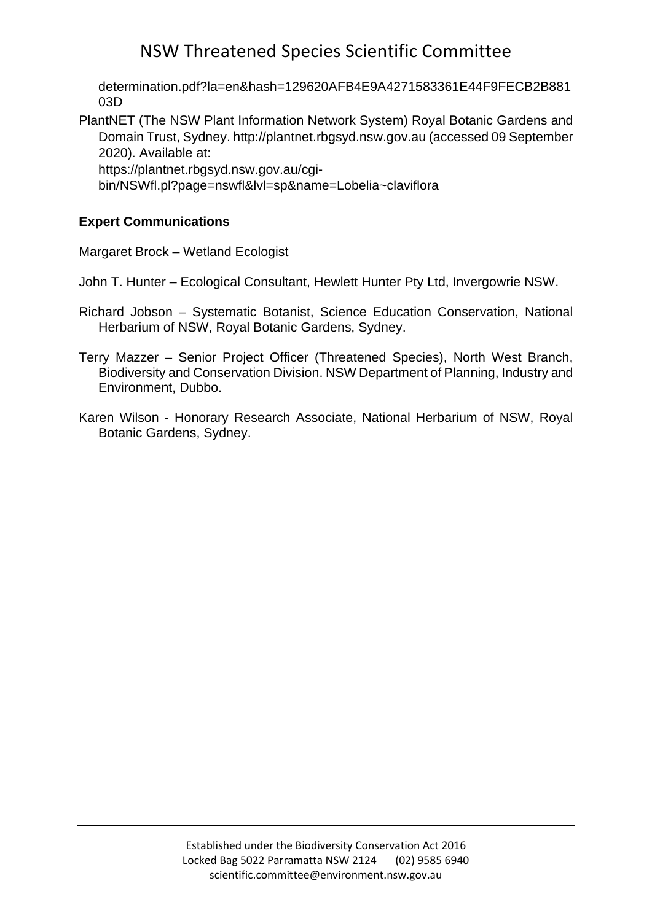determination.pdf?la=en&hash=129620AFB4E9A4271583361E44F9FECB2B88103D

PlantNET (The NSW Plant Information Network System) Royal Botanic Gardens and Domain Trust, Sydney. http://plantnet.rbgsyd.nsw.gov.au (accessed 09 September 2020). Available at: https://plantnet.rbgsyd.nsw.gov.au/cgi-bin/NSWfl.pl?page=nswfl&lvl=sp&name=Lobelia~claviflora

**Expert Communications**

Margaret Brock – Wetland Ecologist

John T. Hunter – Ecological Consultant, Hewlett Hunter Pty Ltd, Invergowrie NSW.

Richard Jobson – Systematic Botanist, Science Education Conservation, National Herbarium of NSW, Royal Botanic Gardens, Sydney.

Terry Mazzer – Senior Project Officer (Threatened Species), North West Branch, Biodiversity and Conservation Division. NSW Department of Planning, Industry and Environment, Dubbo.

Karen Wilson - Honorary Research Associate, National Herbarium of NSW, Royal Botanic Gardens, Sydney.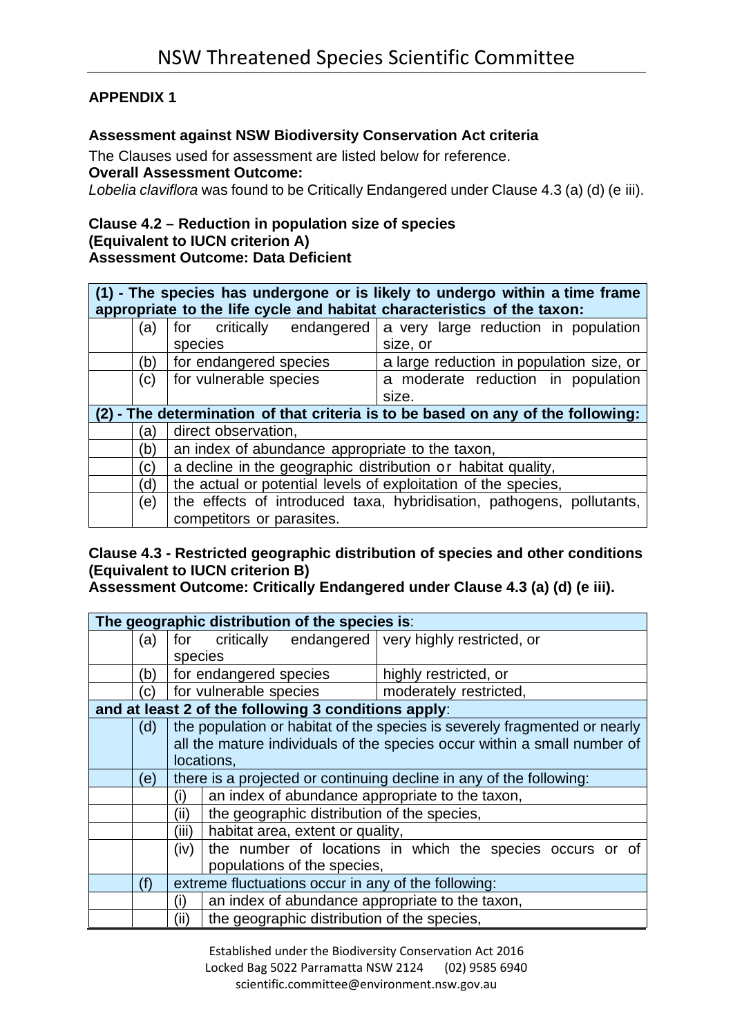# NSW Threatened Species Scientific Committee

**APPENDIX 1**

**Assessment against NSW Biodiversity Conservation Act criteria**

The Clauses used for assessment are listed below for reference.

**Overall Assessment Outcome:**

*Lobelia claviflora* was found to be Critically Endangered under Clause 4.3 (a) (d) (e iii).

**Clause 4.2 – Reduction in population size of species**
**(Equivalent to IUCN criterion A)**
**Assessment Outcome: Data Deficient**

| **(1) - The species has undergone or is likely to undergo within a time frame appropriate to the life cycle and habitat characteristics of the taxon:** | | | |
|---|---|---|---|
| | (a) | for critically endangered species | a very large reduction in population size, or |
| | (b) | for endangered species | a large reduction in population size, or |
| | (c) | for vulnerable species | a moderate reduction in population size. |
| **(2) - The determination of that criteria is to be based on any of the following:** | | | |
| | (a) | direct observation, | |
| | (b) | an index of abundance appropriate to the taxon, | |
| | (c) | a decline in the geographic distribution or habitat quality, | |
| | (d) | the actual or potential levels of exploitation of the species, | |
| | (e) | the effects of introduced taxa, hybridisation, pathogens, pollutants, competitors or parasites. | |

**Clause 4.3 - Restricted geographic distribution of species and other conditions**
**(Equivalent to IUCN criterion B)**
**Assessment Outcome: Critically Endangered under Clause 4.3 (a) (d) (e iii).**

| **The geographic distribution of the species is**: | | | |
|---|---|---|---|
| | (a) | for critically endangered species | very highly restricted, or |
| | (b) | for endangered species | highly restricted, or |
| | (c) | for vulnerable species | moderately restricted, |
| **and at least 2 of the following 3 conditions apply**: | | | |
| | (d) | the population or habitat of the species is severely fragmented or nearly all the mature individuals of the species occur within a small number of locations, | |
| | (e) | there is a projected or continuing decline in any of the following: | |
| | | (i) | an index of abundance appropriate to the taxon, |
| | | (ii) | the geographic distribution of the species, |
| | | (iii) | habitat area, extent or quality, |
| | | (iv) | the number of locations in which the species occurs or of populations of the species, |
| | (f) | extreme fluctuations occur in any of the following: | |
| | | (i) | an index of abundance appropriate to the taxon, |
| | | (ii) | the geographic distribution of the species, |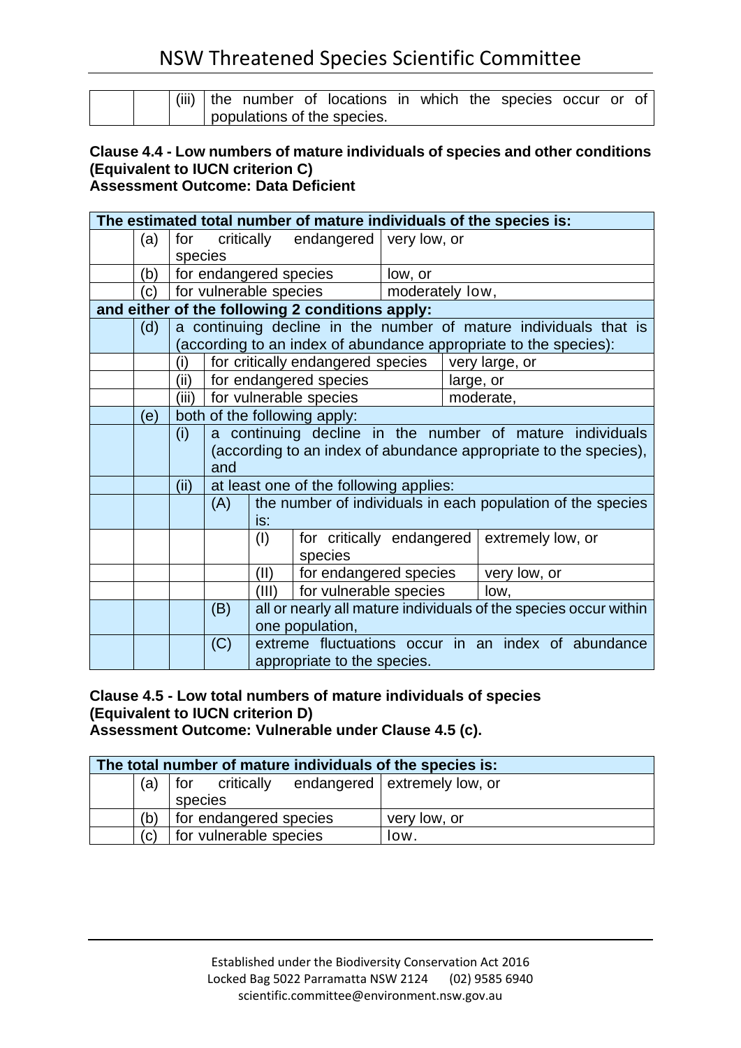| | | | |
|---|---|---|---|
| | | (iii) | the number of locations in which the species occur or of populations of the species. |

**Clause 4.4 - Low numbers of mature individuals of species and other conditions (Equivalent to IUCN criterion C)**
**Assessment Outcome: Data Deficient**

| **The estimated total number of mature individuals of the species is:** | | | | | |
|---|---|---|---|---|---|
| (a) | for critically endangered species | | | very low, or | |
| (b) | for endangered species | | | low, or | |
| (c) | for vulnerable species | | | moderately low, | |
| **and either of the following 2 conditions apply:** | | | | | |
| (d) | a continuing decline in the number of mature individuals that is (according to an index of abundance appropriate to the species): | | | | |
| | (i) | for critically endangered species | | | very large, or |
| | (ii) | for endangered species | | | large, or |
| | (iii) | for vulnerable species | | | moderate, |
| (e) | both of the following apply: | | | | |
| | (i) | a continuing decline in the number of mature individuals (according to an index of abundance appropriate to the species), and | | | |
| | (ii) | at least one of the following applies: | | | |
| | | (A) | the number of individuals in each population of the species is: | | |
| | | | (I) | for critically endangered species | extremely low, or |
| | | | (II) | for endangered species | very low, or |
| | | | (III) | for vulnerable species | low, |
| | | (B) | all or nearly all mature individuals of the species occur within one population, | | |
| | | (C) | extreme fluctuations occur in an index of abundance appropriate to the species. | | |

**Clause 4.5 - Low total numbers of mature individuals of species (Equivalent to IUCN criterion D)**
**Assessment Outcome: Vulnerable under Clause 4.5 (c).**

| **The total number of mature individuals of the species is:** | | |
|---|---|---|
| (a) | for critically endangered species | extremely low, or |
| (b) | for endangered species | very low, or |
| (c) | for vulnerable species | low. |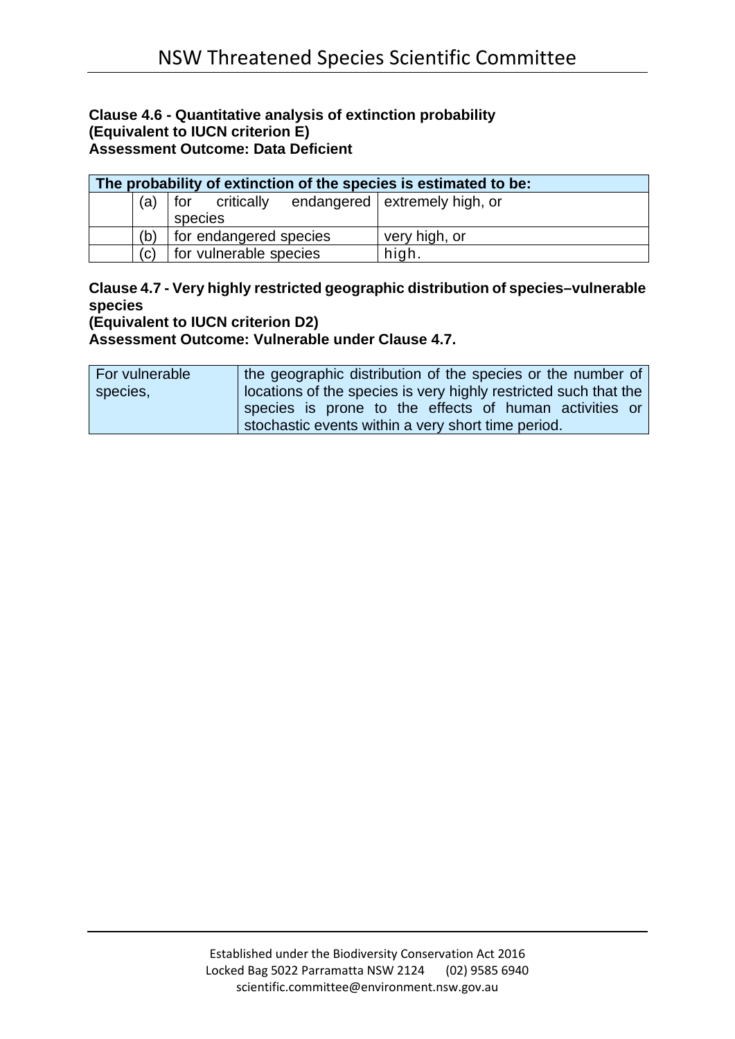**Clause 4.6 - Quantitative analysis of extinction probability**
**(Equivalent to IUCN criterion E)**
**Assessment Outcome: Data Deficient**

| **The probability of extinction of the species is estimated to be:** | | | |
|---|---|---|---|
| | (a) | for critically endangered species | extremely high, or |
| | (b) | for endangered species | very high, or |
| | (c) | for vulnerable species | high. |

**Clause 4.7 - Very highly restricted geographic distribution of species–vulnerable species**
**(Equivalent to IUCN criterion D2)**
**Assessment Outcome: Vulnerable under Clause 4.7.**

| | |
|---|---|
| For vulnerable species, | the geographic distribution of the species or the number of locations of the species is very highly restricted such that the species is prone to the effects of human activities or stochastic events within a very short time period. |